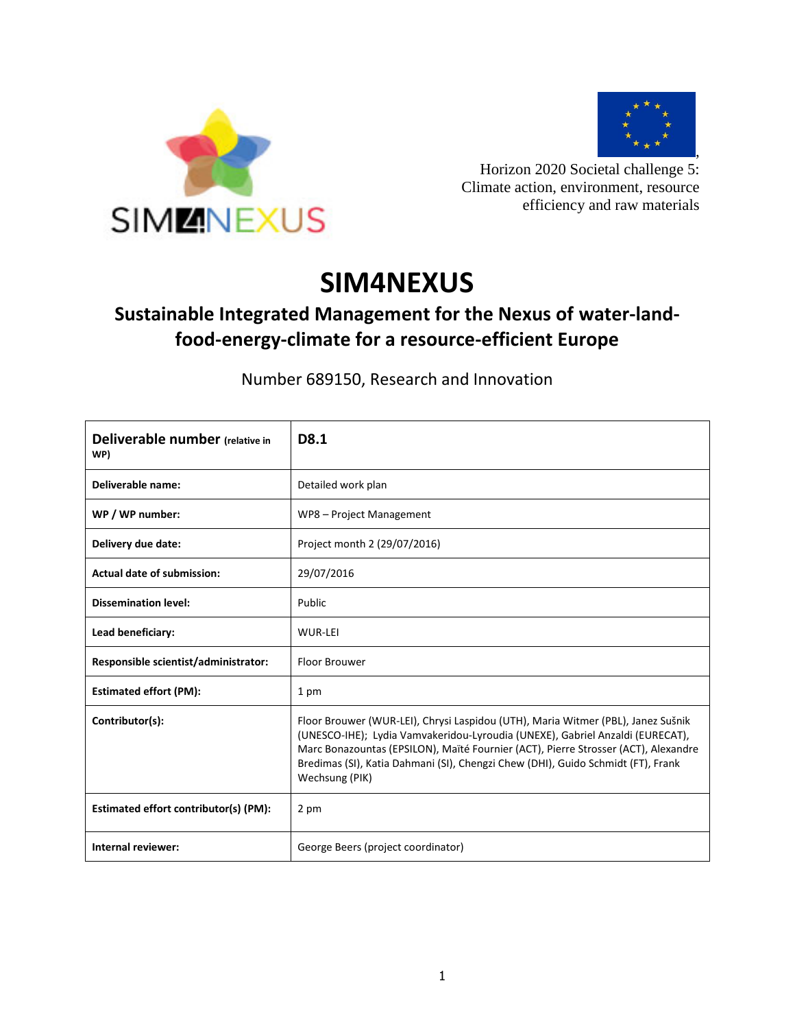SIM4NEXUS

Horizon 2020 Societal challenge 5: Climate action, environment, resource efficiency and raw materials

# SIM4NEXUS

## Sustainable Integrated Management for the Nexus of water-land-food-energy-climate for a resource-efficient Europe

Number 689150, Research and Innovation

| **Deliverable number** (relative in WP) | **D8.1** |
|---|---|
| **Deliverable name:** | Detailed work plan |
| **WP / WP number:** | WP8 – Project Management |
| **Delivery due date:** | Project month 2 (29/07/2016) |
| **Actual date of submission:** | 29/07/2016 |
| **Dissemination level:** | Public |
| **Lead beneficiary:** | WUR-LEI |
| **Responsible scientist/administrator:** | Floor Brouwer |
| **Estimated effort (PM):** | 1 pm |
| **Contributor(s):** | Floor Brouwer (WUR-LEI), Chrysi Laspidou (UTH), Maria Witmer (PBL), Janez Sušnik (UNESCO-IHE); Lydia Vamvakeridou-Lyroudia (UNEXE), Gabriel Anzaldi (EURECAT), Marc Bonazountas (EPSILON), Maïté Fournier (ACT), Pierre Strosser (ACT), Alexandre Bredimas (SI), Katia Dahmani (SI), Chengzi Chew (DHI), Guido Schmidt (FT), Frank Wechsung (PIK) |
| **Estimated effort contributor(s) (PM):** | 2 pm |
| **Internal reviewer:** | George Beers (project coordinator) |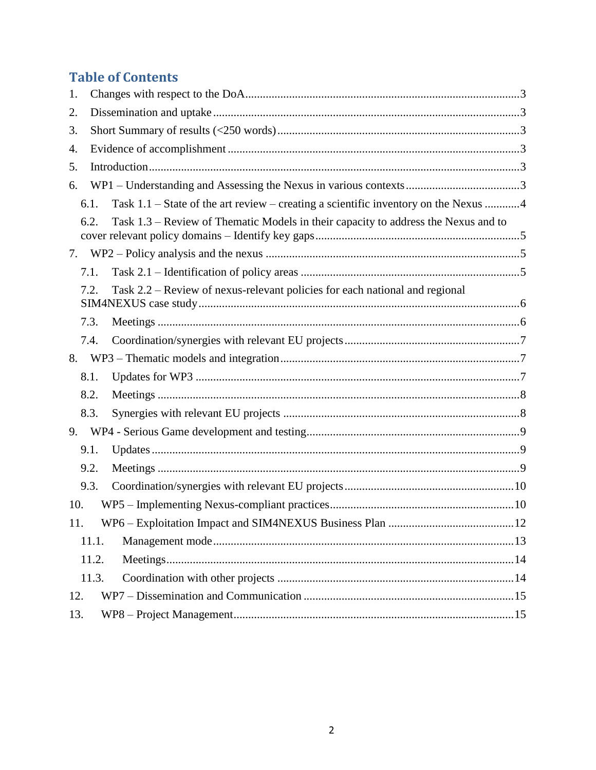## Table of Contents

1. Changes with respect to the DoA .......... 3
2. Dissemination and uptake .......... 3
3. Short Summary of results (<250 words) .......... 3
4. Evidence of accomplishment .......... 3
5. Introduction .......... 3
6. WP1 – Understanding and Assessing the Nexus in various contexts .......... 3
   - 6.1. Task 1.1 – State of the art review – creating a scientific inventory on the Nexus .......... 4
   - 6.2. Task 1.3 – Review of Thematic Models in their capacity to address the Nexus and to cover relevant policy domains – Identify key gaps .......... 5
7. WP2 – Policy analysis and the nexus .......... 5
   - 7.1. Task 2.1 – Identification of policy areas .......... 5
   - 7.2. Task 2.2 – Review of nexus-relevant policies for each national and regional SIM4NEXUS case study .......... 6
   - 7.3. Meetings .......... 6
   - 7.4. Coordination/synergies with relevant EU projects .......... 7
8. WP3 – Thematic models and integration .......... 7
   - 8.1. Updates for WP3 .......... 7
   - 8.2. Meetings .......... 8
   - 8.3. Synergies with relevant EU projects .......... 8
9. WP4 - Serious Game development and testing .......... 9
   - 9.1. Updates .......... 9
   - 9.2. Meetings .......... 9
   - 9.3. Coordination/synergies with relevant EU projects .......... 10
10. WP5 – Implementing Nexus-compliant practices .......... 10
11. WP6 – Exploitation Impact and SIM4NEXUS Business Plan .......... 12
    - 11.1. Management mode .......... 13
    - 11.2. Meetings .......... 14
    - 11.3. Coordination with other projects .......... 14
12. WP7 – Dissemination and Communication .......... 15
13. WP8 – Project Management .......... 15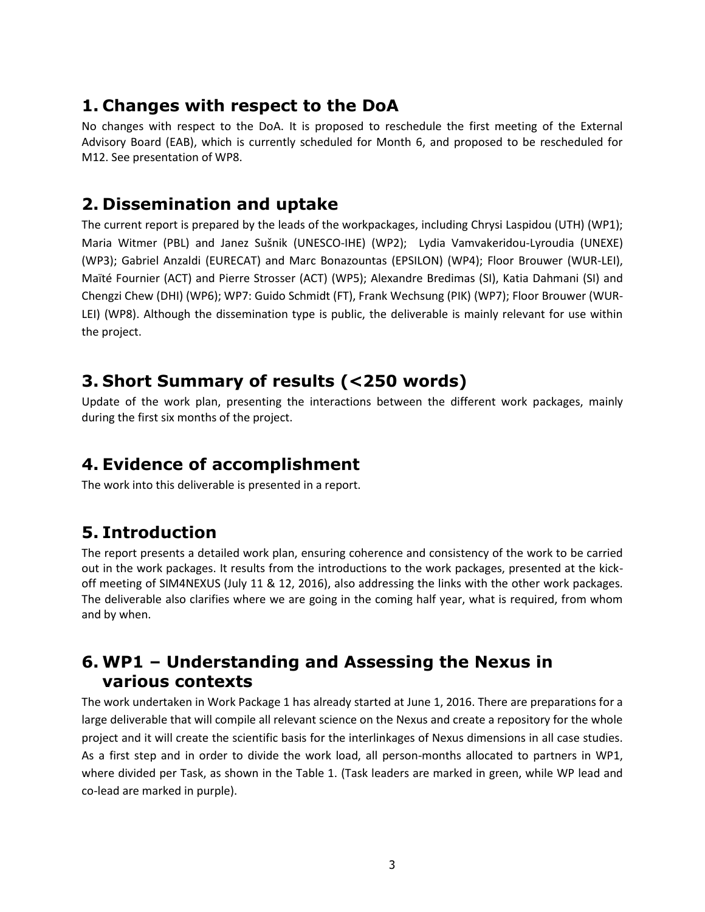# 1. Changes with respect to the DoA

No changes with respect to the DoA. It is proposed to reschedule the first meeting of the External Advisory Board (EAB), which is currently scheduled for Month 6, and proposed to be rescheduled for M12. See presentation of WP8.

# 2. Dissemination and uptake

The current report is prepared by the leads of the workpackages, including Chrysi Laspidou (UTH) (WP1); Maria Witmer (PBL) and Janez Sušnik (UNESCO-IHE) (WP2); Lydia Vamvakeridou-Lyroudia (UNEXE) (WP3); Gabriel Anzaldi (EURECAT) and Marc Bonazountas (EPSILON) (WP4); Floor Brouwer (WUR-LEI), Maïté Fournier (ACT) and Pierre Strosser (ACT) (WP5); Alexandre Bredimas (SI), Katia Dahmani (SI) and Chengzi Chew (DHI) (WP6); WP7: Guido Schmidt (FT), Frank Wechsung (PIK) (WP7); Floor Brouwer (WUR-LEI) (WP8). Although the dissemination type is public, the deliverable is mainly relevant for use within the project.

# 3. Short Summary of results (<250 words)

Update of the work plan, presenting the interactions between the different work packages, mainly during the first six months of the project.

# 4. Evidence of accomplishment

The work into this deliverable is presented in a report.

# 5. Introduction

The report presents a detailed work plan, ensuring coherence and consistency of the work to be carried out in the work packages. It results from the introductions to the work packages, presented at the kick-off meeting of SIM4NEXUS (July 11 & 12, 2016), also addressing the links with the other work packages. The deliverable also clarifies where we are going in the coming half year, what is required, from whom and by when.

# 6. WP1 – Understanding and Assessing the Nexus in various contexts

The work undertaken in Work Package 1 has already started at June 1, 2016. There are preparations for a large deliverable that will compile all relevant science on the Nexus and create a repository for the whole project and it will create the scientific basis for the interlinkages of Nexus dimensions in all case studies. As a first step and in order to divide the work load, all person-months allocated to partners in WP1, where divided per Task, as shown in the Table 1. (Task leaders are marked in green, while WP lead and co-lead are marked in purple).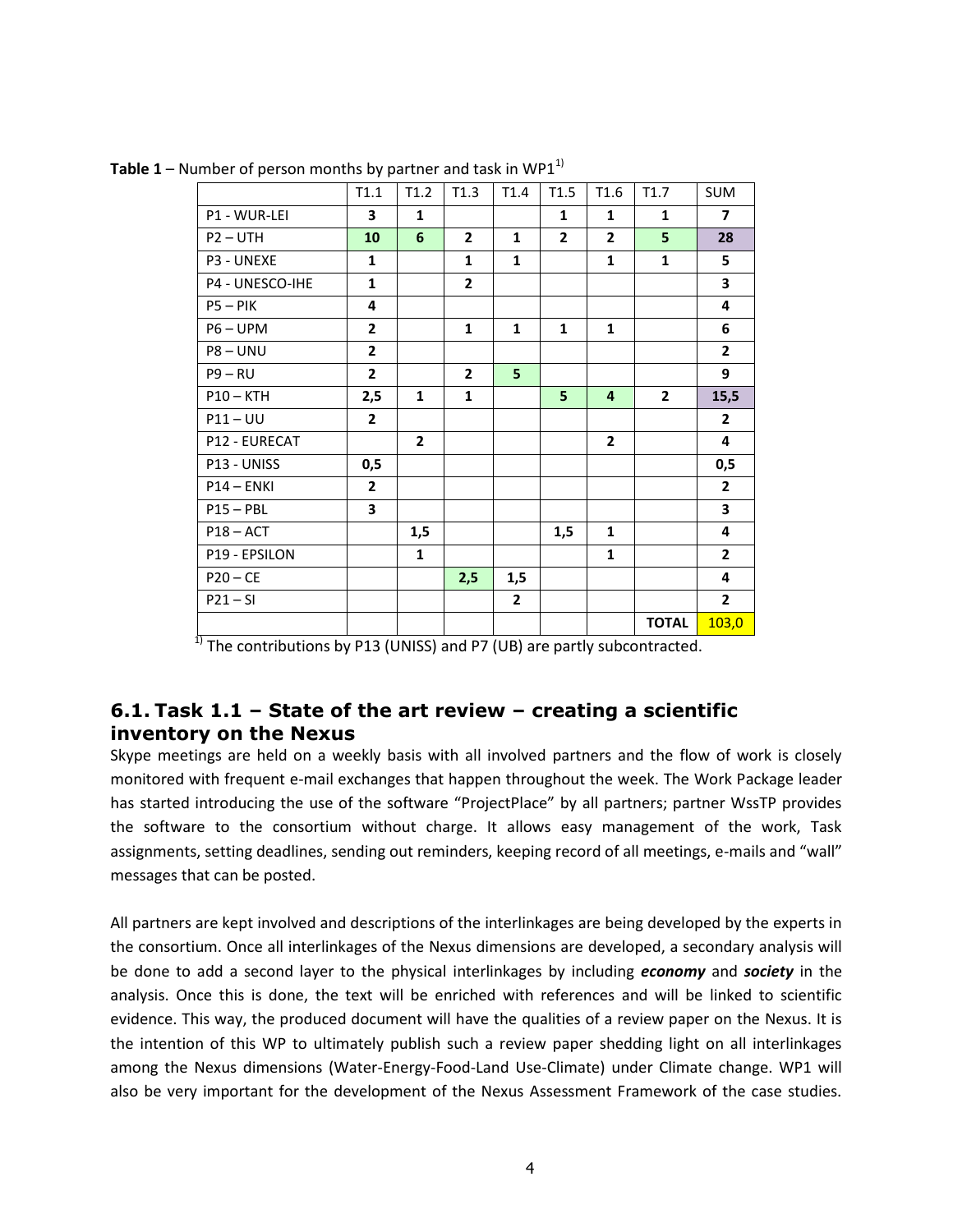**Table 1** – Number of person months by partner and task in WP1[1)]

| | T1.1 | T1.2 | T1.3 | T1.4 | T1.5 | T1.6 | T1.7 | SUM |
|---|---|---|---|---|---|---|---|---|
| P1 - WUR-LEI | **3** | **1** | | | **1** | **1** | **1** | **7** |
| P2 – UTH | **10** | **6** | **2** | **1** | **2** | **2** | **5** | **28** |
| P3 - UNEXE | **1** | | **1** | **1** | | **1** | **1** | **5** |
| P4 - UNESCO-IHE | **1** | | **2** | | | | | **3** |
| P5 – PIK | **4** | | | | | | | **4** |
| P6 – UPM | **2** | | **1** | **1** | **1** | **1** | | **6** |
| P8 – UNU | **2** | | | | | | | **2** |
| P9 – RU | **2** | | **2** | **5** | | | | **9** |
| P10 – KTH | **2,5** | **1** | **1** | | **5** | **4** | **2** | **15,5** |
| P11 – UU | **2** | | | | | | | **2** |
| P12 - EURECAT | | **2** | | | | **2** | | **4** |
| P13 - UNISS | **0,5** | | | | | | | **0,5** |
| P14 – ENKI | **2** | | | | | | | **2** |
| P15 – PBL | **3** | | | | | | | **3** |
| P18 – ACT | | **1,5** | | | **1,5** | **1** | | **4** |
| P19 - EPSILON | | **1** | | | | **1** | | **2** |
| P20 – CE | | | **2,5** | **1,5** | | | | **4** |
| P21 – SI | | | | **2** | | | | **2** |
| | | | | | | | **TOTAL** | 103,0 |

[1)] The contributions by P13 (UNISS) and P7 (UB) are partly subcontracted.

## 6.1. Task 1.1 – State of the art review – creating a scientific inventory on the Nexus

Skype meetings are held on a weekly basis with all involved partners and the flow of work is closely monitored with frequent e-mail exchanges that happen throughout the week. The Work Package leader has started introducing the use of the software "ProjectPlace" by all partners; partner WssTP provides the software to the consortium without charge. It allows easy management of the work, Task assignments, setting deadlines, sending out reminders, keeping record of all meetings, e-mails and "wall" messages that can be posted.

All partners are kept involved and descriptions of the interlinkages are being developed by the experts in the consortium. Once all interlinkages of the Nexus dimensions are developed, a secondary analysis will be done to add a second layer to the physical interlinkages by including ***economy*** and ***society*** in the analysis. Once this is done, the text will be enriched with references and will be linked to scientific evidence. This way, the produced document will have the qualities of a review paper on the Nexus. It is the intention of this WP to ultimately publish such a review paper shedding light on all interlinkages among the Nexus dimensions (Water-Energy-Food-Land Use-Climate) under Climate change. WP1 will also be very important for the development of the Nexus Assessment Framework of the case studies.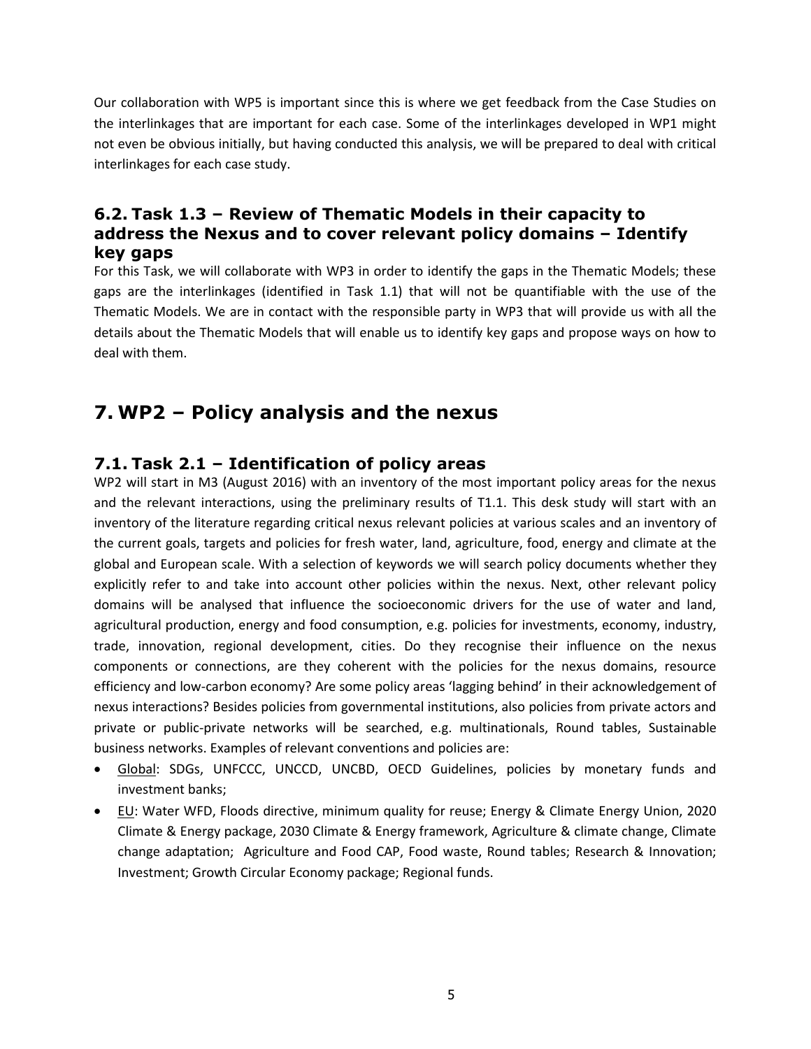Our collaboration with WP5 is important since this is where we get feedback from the Case Studies on the interlinkages that are important for each case. Some of the interlinkages developed in WP1 might not even be obvious initially, but having conducted this analysis, we will be prepared to deal with critical interlinkages for each case study.

## 6.2. Task 1.3 – Review of Thematic Models in their capacity to address the Nexus and to cover relevant policy domains – Identify key gaps

For this Task, we will collaborate with WP3 in order to identify the gaps in the Thematic Models; these gaps are the interlinkages (identified in Task 1.1) that will not be quantifiable with the use of the Thematic Models. We are in contact with the responsible party in WP3 that will provide us with all the details about the Thematic Models that will enable us to identify key gaps and propose ways on how to deal with them.

# 7. WP2 – Policy analysis and the nexus

## 7.1. Task 2.1 – Identification of policy areas

WP2 will start in M3 (August 2016) with an inventory of the most important policy areas for the nexus and the relevant interactions, using the preliminary results of T1.1. This desk study will start with an inventory of the literature regarding critical nexus relevant policies at various scales and an inventory of the current goals, targets and policies for fresh water, land, agriculture, food, energy and climate at the global and European scale. With a selection of keywords we will search policy documents whether they explicitly refer to and take into account other policies within the nexus. Next, other relevant policy domains will be analysed that influence the socioeconomic drivers for the use of water and land, agricultural production, energy and food consumption, e.g. policies for investments, economy, industry, trade, innovation, regional development, cities. Do they recognise their influence on the nexus components or connections, are they coherent with the policies for the nexus domains, resource efficiency and low-carbon economy? Are some policy areas 'lagging behind' in their acknowledgement of nexus interactions? Besides policies from governmental institutions, also policies from private actors and private or public-private networks will be searched, e.g. multinationals, Round tables, Sustainable business networks. Examples of relevant conventions and policies are:

- Global: SDGs, UNFCCC, UNCCD, UNCBD, OECD Guidelines, policies by monetary funds and investment banks;
- EU: Water WFD, Floods directive, minimum quality for reuse; Energy & Climate Energy Union, 2020 Climate & Energy package, 2030 Climate & Energy framework, Agriculture & climate change, Climate change adaptation; Agriculture and Food CAP, Food waste, Round tables; Research & Innovation; Investment; Growth Circular Economy package; Regional funds.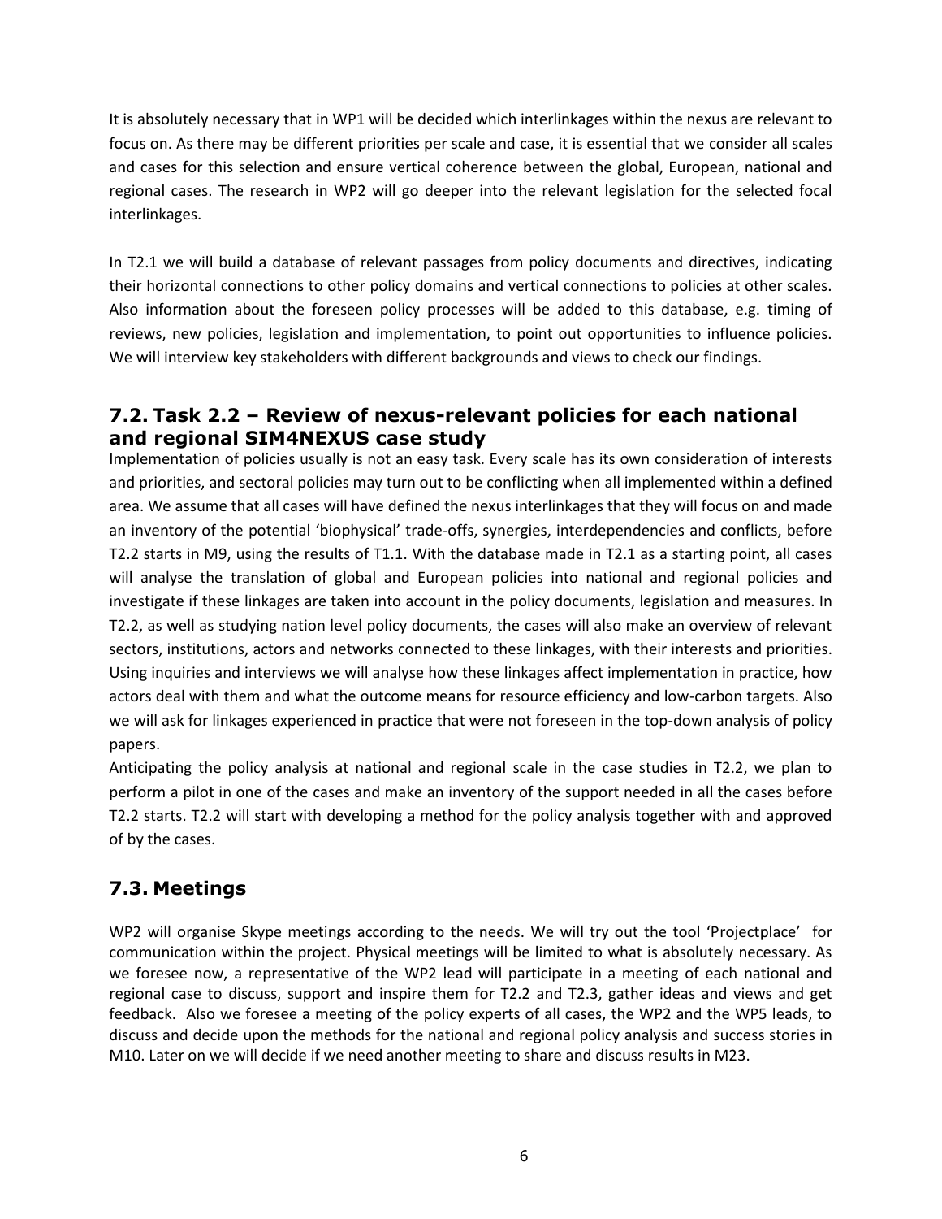It is absolutely necessary that in WP1 will be decided which interlinkages within the nexus are relevant to focus on. As there may be different priorities per scale and case, it is essential that we consider all scales and cases for this selection and ensure vertical coherence between the global, European, national and regional cases. The research in WP2 will go deeper into the relevant legislation for the selected focal interlinkages.

In T2.1 we will build a database of relevant passages from policy documents and directives, indicating their horizontal connections to other policy domains and vertical connections to policies at other scales. Also information about the foreseen policy processes will be added to this database, e.g. timing of reviews, new policies, legislation and implementation, to point out opportunities to influence policies. We will interview key stakeholders with different backgrounds and views to check our findings.

## 7.2. Task 2.2 – Review of nexus-relevant policies for each national and regional SIM4NEXUS case study

Implementation of policies usually is not an easy task. Every scale has its own consideration of interests and priorities, and sectoral policies may turn out to be conflicting when all implemented within a defined area. We assume that all cases will have defined the nexus interlinkages that they will focus on and made an inventory of the potential 'biophysical' trade-offs, synergies, interdependencies and conflicts, before T2.2 starts in M9, using the results of T1.1. With the database made in T2.1 as a starting point, all cases will analyse the translation of global and European policies into national and regional policies and investigate if these linkages are taken into account in the policy documents, legislation and measures. In T2.2, as well as studying nation level policy documents, the cases will also make an overview of relevant sectors, institutions, actors and networks connected to these linkages, with their interests and priorities. Using inquiries and interviews we will analyse how these linkages affect implementation in practice, how actors deal with them and what the outcome means for resource efficiency and low-carbon targets. Also we will ask for linkages experienced in practice that were not foreseen in the top-down analysis of policy papers.

Anticipating the policy analysis at national and regional scale in the case studies in T2.2, we plan to perform a pilot in one of the cases and make an inventory of the support needed in all the cases before T2.2 starts. T2.2 will start with developing a method for the policy analysis together with and approved of by the cases.

## 7.3. Meetings

WP2 will organise Skype meetings according to the needs. We will try out the tool 'Projectplace' for communication within the project. Physical meetings will be limited to what is absolutely necessary. As we foresee now, a representative of the WP2 lead will participate in a meeting of each national and regional case to discuss, support and inspire them for T2.2 and T2.3, gather ideas and views and get feedback. Also we foresee a meeting of the policy experts of all cases, the WP2 and the WP5 leads, to discuss and decide upon the methods for the national and regional policy analysis and success stories in M10. Later on we will decide if we need another meeting to share and discuss results in M23.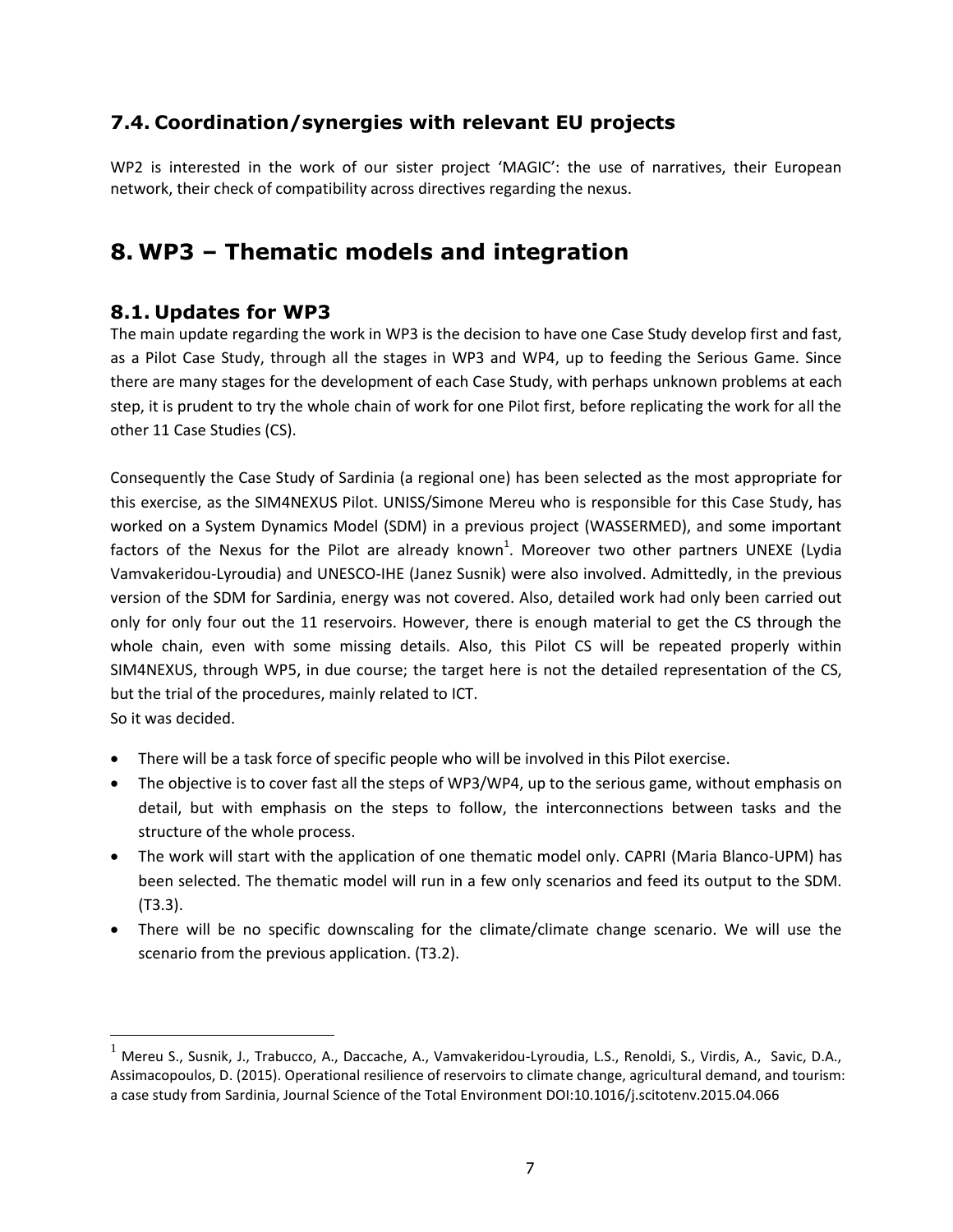## 7.4. Coordination/synergies with relevant EU projects

WP2 is interested in the work of our sister project 'MAGIC': the use of narratives, their European network, their check of compatibility across directives regarding the nexus.

# 8. WP3 – Thematic models and integration

## 8.1. Updates for WP3

The main update regarding the work in WP3 is the decision to have one Case Study develop first and fast, as a Pilot Case Study, through all the stages in WP3 and WP4, up to feeding the Serious Game. Since there are many stages for the development of each Case Study, with perhaps unknown problems at each step, it is prudent to try the whole chain of work for one Pilot first, before replicating the work for all the other 11 Case Studies (CS).

Consequently the Case Study of Sardinia (a regional one) has been selected as the most appropriate for this exercise, as the SIM4NEXUS Pilot. UNISS/Simone Mereu who is responsible for this Case Study, has worked on a System Dynamics Model (SDM) in a previous project (WASSERMED), and some important factors of the Nexus for the Pilot are already known[1]. Moreover two other partners UNEXE (Lydia Vamvakeridou-Lyroudia) and UNESCO-IHE (Janez Susnik) were also involved. Admittedly, in the previous version of the SDM for Sardinia, energy was not covered. Also, detailed work had only been carried out only for only four out the 11 reservoirs. However, there is enough material to get the CS through the whole chain, even with some missing details. Also, this Pilot CS will be repeated properly within SIM4NEXUS, through WP5, in due course; the target here is not the detailed representation of the CS, but the trial of the procedures, mainly related to ICT.
So it was decided.

- There will be a task force of specific people who will be involved in this Pilot exercise.
- The objective is to cover fast all the steps of WP3/WP4, up to the serious game, without emphasis on detail, but with emphasis on the steps to follow, the interconnections between tasks and the structure of the whole process.
- The work will start with the application of one thematic model only. CAPRI (Maria Blanco-UPM) has been selected. The thematic model will run in a few only scenarios and feed its output to the SDM. (T3.3).
- There will be no specific downscaling for the climate/climate change scenario. We will use the scenario from the previous application. (T3.2).

[1] Mereu S., Susnik, J., Trabucco, A., Daccache, A., Vamvakeridou-Lyroudia, L.S., Renoldi, S., Virdis, A., Savic, D.A., Assimacopoulos, D. (2015). Operational resilience of reservoirs to climate change, agricultural demand, and tourism: a case study from Sardinia, Journal Science of the Total Environment DOI:10.1016/j.scitotenv.2015.04.066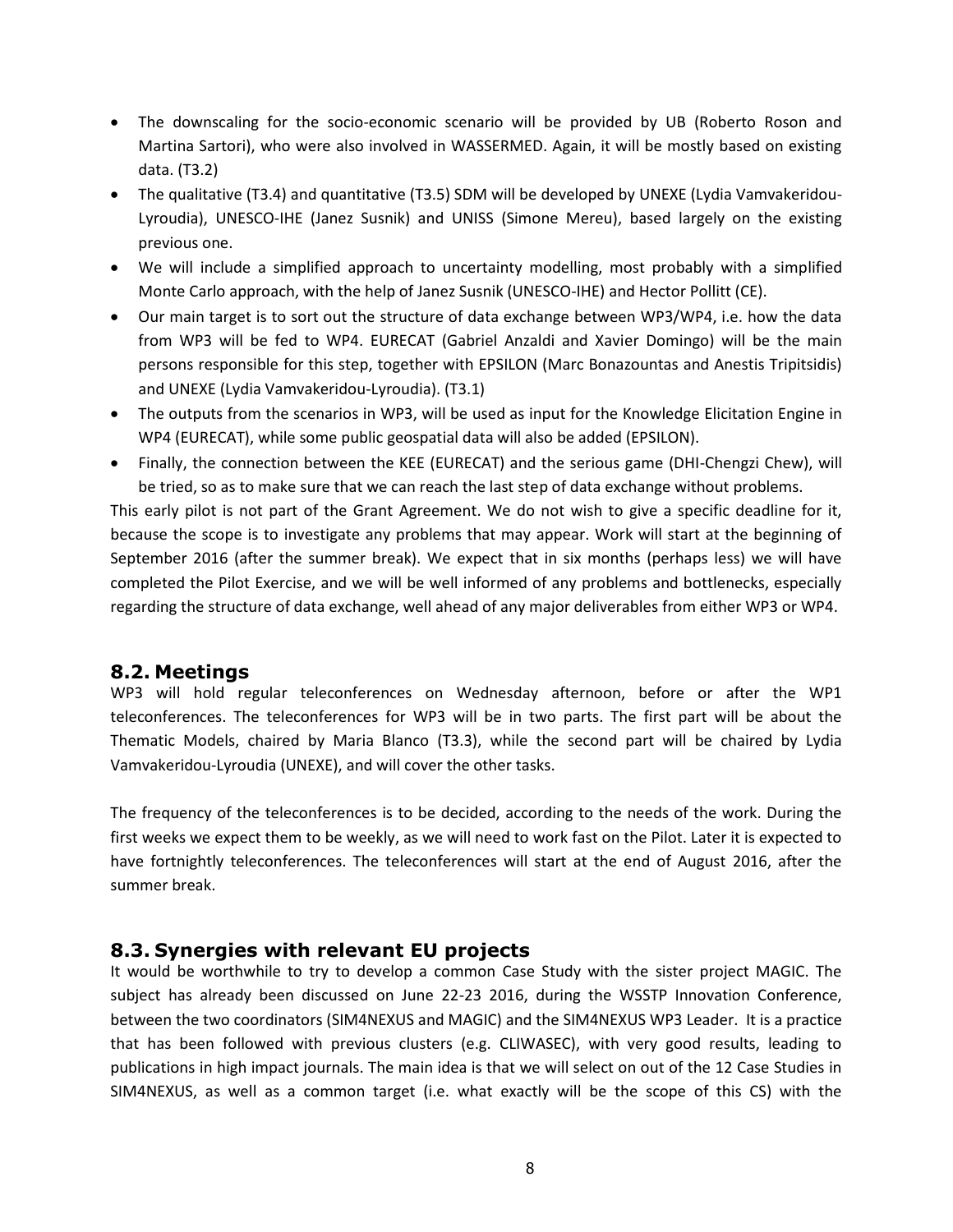- The downscaling for the socio-economic scenario will be provided by UB (Roberto Roson and Martina Sartori), who were also involved in WASSERMED. Again, it will be mostly based on existing data. (T3.2)
- The qualitative (T3.4) and quantitative (T3.5) SDM will be developed by UNEXE (Lydia Vamvakeridou-Lyroudia), UNESCO-IHE (Janez Susnik) and UNISS (Simone Mereu), based largely on the existing previous one.
- We will include a simplified approach to uncertainty modelling, most probably with a simplified Monte Carlo approach, with the help of Janez Susnik (UNESCO-IHE) and Hector Pollitt (CE).
- Our main target is to sort out the structure of data exchange between WP3/WP4, i.e. how the data from WP3 will be fed to WP4. EURECAT (Gabriel Anzaldi and Xavier Domingo) will be the main persons responsible for this step, together with EPSILON (Marc Bonazountas and Anestis Tripitsidis) and UNEXE (Lydia Vamvakeridou-Lyroudia). (T3.1)
- The outputs from the scenarios in WP3, will be used as input for the Knowledge Elicitation Engine in WP4 (EURECAT), while some public geospatial data will also be added (EPSILON).
- Finally, the connection between the KEE (EURECAT) and the serious game (DHI-Chengzi Chew), will be tried, so as to make sure that we can reach the last step of data exchange without problems.

This early pilot is not part of the Grant Agreement. We do not wish to give a specific deadline for it, because the scope is to investigate any problems that may appear. Work will start at the beginning of September 2016 (after the summer break). We expect that in six months (perhaps less) we will have completed the Pilot Exercise, and we will be well informed of any problems and bottlenecks, especially regarding the structure of data exchange, well ahead of any major deliverables from either WP3 or WP4.

## 8.2. Meetings

WP3 will hold regular teleconferences on Wednesday afternoon, before or after the WP1 teleconferences. The teleconferences for WP3 will be in two parts. The first part will be about the Thematic Models, chaired by Maria Blanco (T3.3), while the second part will be chaired by Lydia Vamvakeridou-Lyroudia (UNEXE), and will cover the other tasks.

The frequency of the teleconferences is to be decided, according to the needs of the work. During the first weeks we expect them to be weekly, as we will need to work fast on the Pilot. Later it is expected to have fortnightly teleconferences. The teleconferences will start at the end of August 2016, after the summer break.

## 8.3. Synergies with relevant EU projects

It would be worthwhile to try to develop a common Case Study with the sister project MAGIC. The subject has already been discussed on June 22-23 2016, during the WSSTP Innovation Conference, between the two coordinators (SIM4NEXUS and MAGIC) and the SIM4NEXUS WP3 Leader. It is a practice that has been followed with previous clusters (e.g. CLIWASEC), with very good results, leading to publications in high impact journals. The main idea is that we will select on out of the 12 Case Studies in SIM4NEXUS, as well as a common target (i.e. what exactly will be the scope of this CS) with the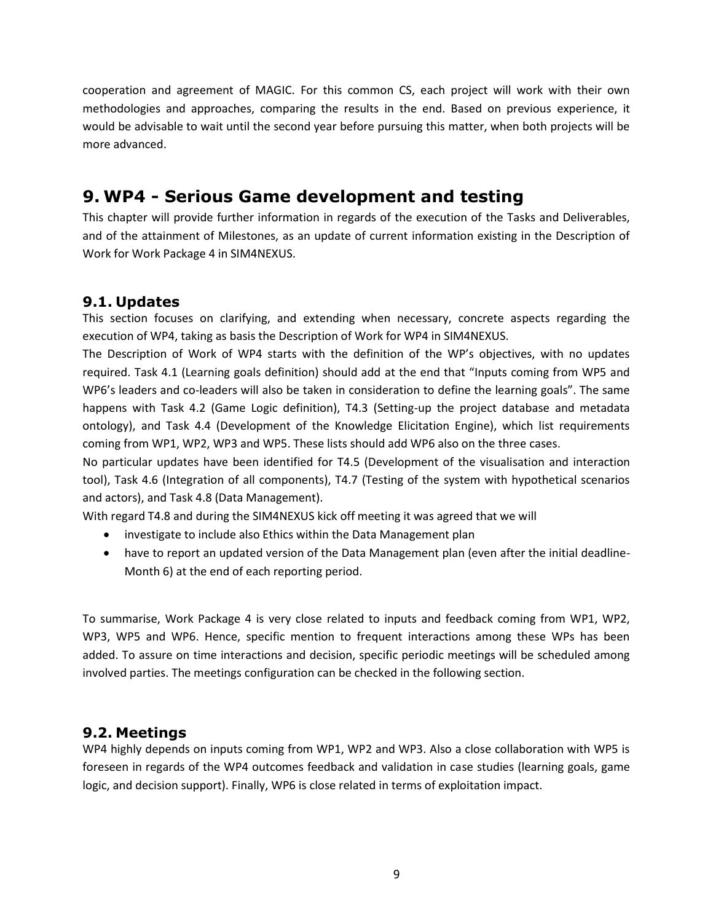cooperation and agreement of MAGIC. For this common CS, each project will work with their own methodologies and approaches, comparing the results in the end. Based on previous experience, it would be advisable to wait until the second year before pursuing this matter, when both projects will be more advanced.

# 9. WP4 - Serious Game development and testing

This chapter will provide further information in regards of the execution of the Tasks and Deliverables, and of the attainment of Milestones, as an update of current information existing in the Description of Work for Work Package 4 in SIM4NEXUS.

## 9.1. Updates

This section focuses on clarifying, and extending when necessary, concrete aspects regarding the execution of WP4, taking as basis the Description of Work for WP4 in SIM4NEXUS.

The Description of Work of WP4 starts with the definition of the WP's objectives, with no updates required. Task 4.1 (Learning goals definition) should add at the end that "Inputs coming from WP5 and WP6's leaders and co-leaders will also be taken in consideration to define the learning goals". The same happens with Task 4.2 (Game Logic definition), T4.3 (Setting-up the project database and metadata ontology), and Task 4.4 (Development of the Knowledge Elicitation Engine), which list requirements coming from WP1, WP2, WP3 and WP5. These lists should add WP6 also on the three cases.

No particular updates have been identified for T4.5 (Development of the visualisation and interaction tool), Task 4.6 (Integration of all components), T4.7 (Testing of the system with hypothetical scenarios and actors), and Task 4.8 (Data Management).

With regard T4.8 and during the SIM4NEXUS kick off meeting it was agreed that we will

- investigate to include also Ethics within the Data Management plan
- have to report an updated version of the Data Management plan (even after the initial deadline-Month 6) at the end of each reporting period.

To summarise, Work Package 4 is very close related to inputs and feedback coming from WP1, WP2, WP3, WP5 and WP6. Hence, specific mention to frequent interactions among these WPs has been added. To assure on time interactions and decision, specific periodic meetings will be scheduled among involved parties. The meetings configuration can be checked in the following section.

## 9.2. Meetings

WP4 highly depends on inputs coming from WP1, WP2 and WP3. Also a close collaboration with WP5 is foreseen in regards of the WP4 outcomes feedback and validation in case studies (learning goals, game logic, and decision support). Finally, WP6 is close related in terms of exploitation impact.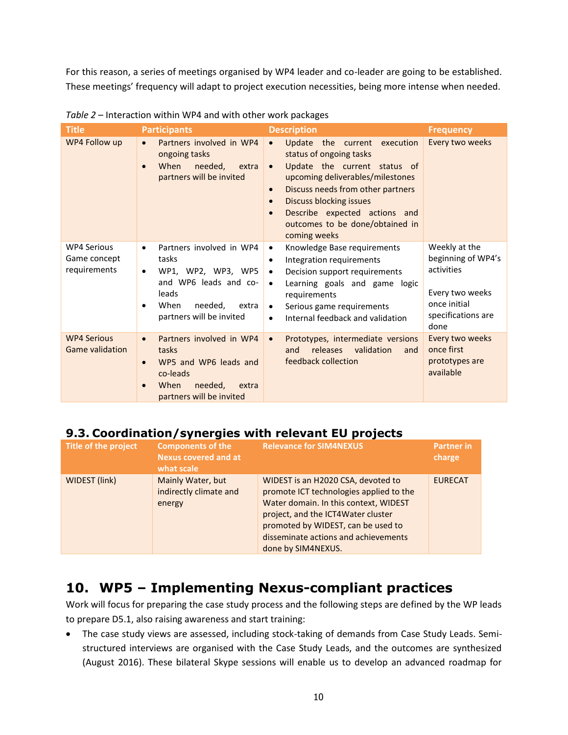For this reason, a series of meetings organised by WP4 leader and co-leader are going to be established. These meetings' frequency will adapt to project execution necessities, being more intense when needed.

*Table 2* – Interaction within WP4 and with other work packages

| Title | Participants | Description | Frequency |
|---|---|---|---|
| WP4 Follow up | • Partners involved in WP4 ongoing tasks<br>• When needed, extra partners will be invited | • Update the current execution status of ongoing tasks<br>• Update the current status of upcoming deliverables/milestones<br>• Discuss needs from other partners<br>• Discuss blocking issues<br>• Describe expected actions and outcomes to be done/obtained in coming weeks | Every two weeks |
| WP4 Serious Game concept requirements | • Partners involved in WP4 tasks<br>• WP1, WP2, WP3, WP5 and WP6 leads and co-leads<br>• When needed, extra partners will be invited | • Knowledge Base requirements<br>• Integration requirements<br>• Decision support requirements<br>• Learning goals and game logic requirements<br>• Serious game requirements<br>• Internal feedback and validation | Weekly at the beginning of WP4's activities<br><br>Every two weeks once initial specifications are done |
| WP4 Serious Game validation | • Partners involved in WP4 tasks<br>• WP5 and WP6 leads and co-leads<br>• When needed, extra partners will be invited | • Prototypes, intermediate versions and releases validation and feedback collection | Every two weeks once first prototypes are available |

## 9.3. Coordination/synergies with relevant EU projects

| Title of the project | Components of the Nexus covered and at what scale | Relevance for SIM4NEXUS | Partner in charge |
|---|---|---|---|
| WIDEST (link) | Mainly Water, but indirectly climate and energy | WIDEST is an H2020 CSA, devoted to promote ICT technologies applied to the Water domain. In this context, WIDEST project, and the ICT4Water cluster promoted by WIDEST, can be used to disseminate actions and achievements done by SIM4NEXUS. | EURECAT |

# 10. WP5 – Implementing Nexus-compliant practices

Work will focus for preparing the case study process and the following steps are defined by the WP leads to prepare D5.1, also raising awareness and start training:

- The case study views are assessed, including stock-taking of demands from Case Study Leads. Semi-structured interviews are organised with the Case Study Leads, and the outcomes are synthesized (August 2016). These bilateral Skype sessions will enable us to develop an advanced roadmap for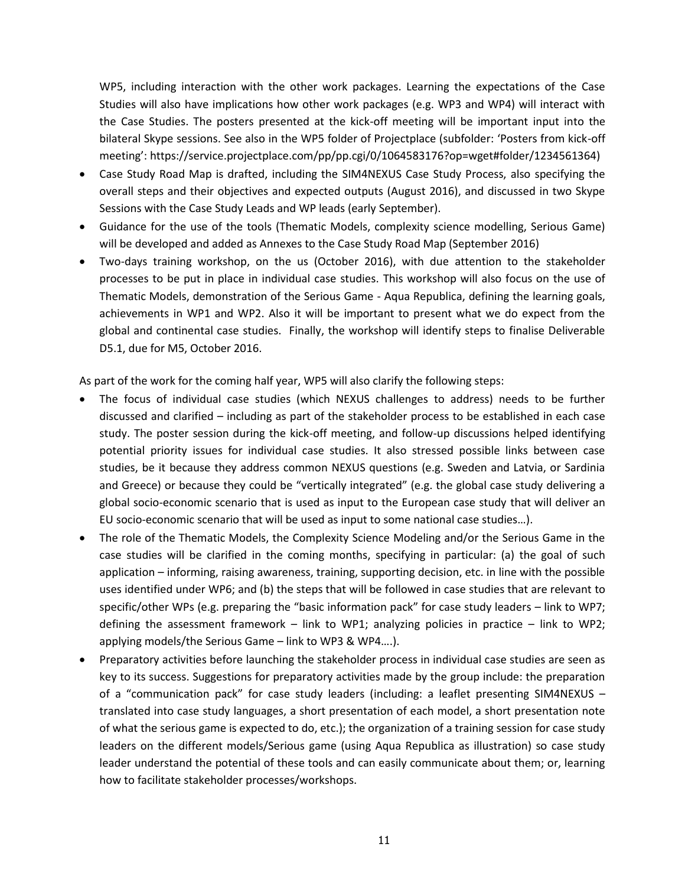WP5, including interaction with the other work packages. Learning the expectations of the Case Studies will also have implications how other work packages (e.g. WP3 and WP4) will interact with the Case Studies. The posters presented at the kick-off meeting will be important input into the bilateral Skype sessions. See also in the WP5 folder of Projectplace (subfolder: 'Posters from kick-off meeting': https://service.projectplace.com/pp/pp.cgi/0/1064583176?op=wget#folder/1234561364)

- Case Study Road Map is drafted, including the SIM4NEXUS Case Study Process, also specifying the overall steps and their objectives and expected outputs (August 2016), and discussed in two Skype Sessions with the Case Study Leads and WP leads (early September).
- Guidance for the use of the tools (Thematic Models, complexity science modelling, Serious Game) will be developed and added as Annexes to the Case Study Road Map (September 2016)
- Two-days training workshop, on the us (October 2016), with due attention to the stakeholder processes to be put in place in individual case studies. This workshop will also focus on the use of Thematic Models, demonstration of the Serious Game - Aqua Republica, defining the learning goals, achievements in WP1 and WP2. Also it will be important to present what we do expect from the global and continental case studies. Finally, the workshop will identify steps to finalise Deliverable D5.1, due for M5, October 2016.

As part of the work for the coming half year, WP5 will also clarify the following steps:

- The focus of individual case studies (which NEXUS challenges to address) needs to be further discussed and clarified – including as part of the stakeholder process to be established in each case study. The poster session during the kick-off meeting, and follow-up discussions helped identifying potential priority issues for individual case studies. It also stressed possible links between case studies, be it because they address common NEXUS questions (e.g. Sweden and Latvia, or Sardinia and Greece) or because they could be "vertically integrated" (e.g. the global case study delivering a global socio-economic scenario that is used as input to the European case study that will deliver an EU socio-economic scenario that will be used as input to some national case studies…).
- The role of the Thematic Models, the Complexity Science Modeling and/or the Serious Game in the case studies will be clarified in the coming months, specifying in particular: (a) the goal of such application – informing, raising awareness, training, supporting decision, etc. in line with the possible uses identified under WP6; and (b) the steps that will be followed in case studies that are relevant to specific/other WPs (e.g. preparing the "basic information pack" for case study leaders – link to WP7; defining the assessment framework – link to WP1; analyzing policies in practice – link to WP2; applying models/the Serious Game – link to WP3 & WP4….).
- Preparatory activities before launching the stakeholder process in individual case studies are seen as key to its success. Suggestions for preparatory activities made by the group include: the preparation of a "communication pack" for case study leaders (including: a leaflet presenting SIM4NEXUS – translated into case study languages, a short presentation of each model, a short presentation note of what the serious game is expected to do, etc.); the organization of a training session for case study leaders on the different models/Serious game (using Aqua Republica as illustration) so case study leader understand the potential of these tools and can easily communicate about them; or, learning how to facilitate stakeholder processes/workshops.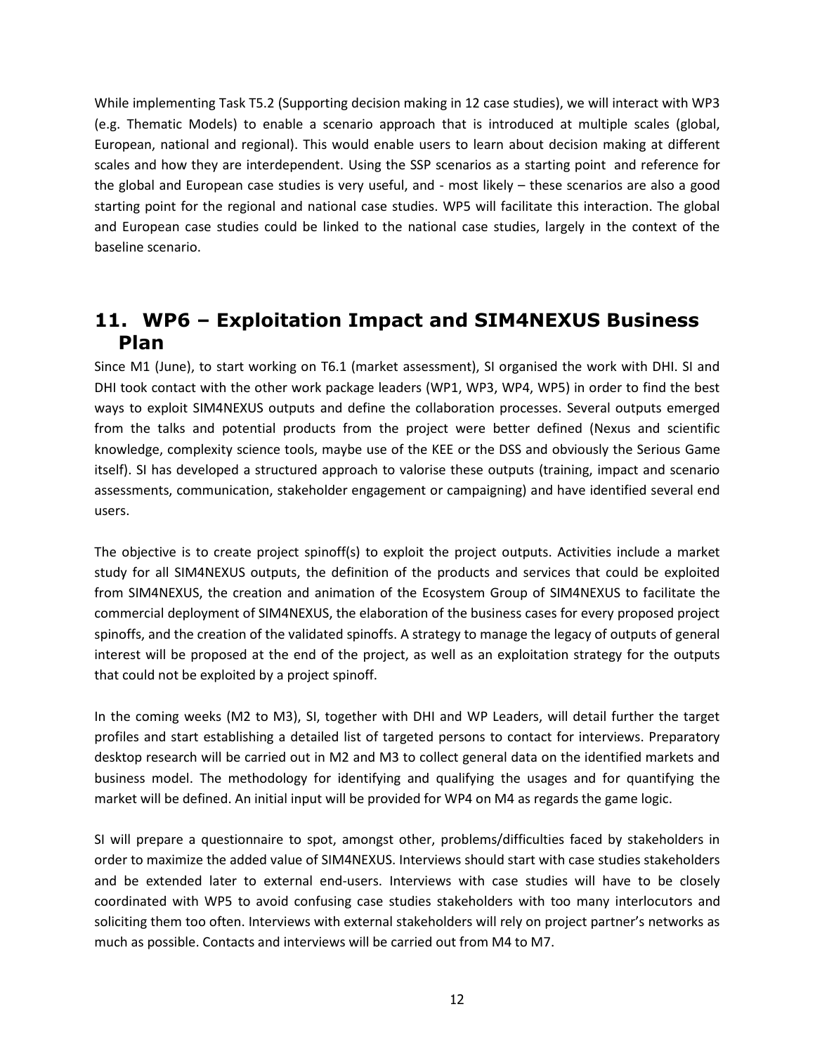While implementing Task T5.2 (Supporting decision making in 12 case studies), we will interact with WP3 (e.g. Thematic Models) to enable a scenario approach that is introduced at multiple scales (global, European, national and regional). This would enable users to learn about decision making at different scales and how they are interdependent. Using the SSP scenarios as a starting point and reference for the global and European case studies is very useful, and - most likely – these scenarios are also a good starting point for the regional and national case studies. WP5 will facilitate this interaction. The global and European case studies could be linked to the national case studies, largely in the context of the baseline scenario.

# 11. WP6 – Exploitation Impact and SIM4NEXUS Business Plan

Since M1 (June), to start working on T6.1 (market assessment), SI organised the work with DHI. SI and DHI took contact with the other work package leaders (WP1, WP3, WP4, WP5) in order to find the best ways to exploit SIM4NEXUS outputs and define the collaboration processes. Several outputs emerged from the talks and potential products from the project were better defined (Nexus and scientific knowledge, complexity science tools, maybe use of the KEE or the DSS and obviously the Serious Game itself). SI has developed a structured approach to valorise these outputs (training, impact and scenario assessments, communication, stakeholder engagement or campaigning) and have identified several end users.

The objective is to create project spinoff(s) to exploit the project outputs. Activities include a market study for all SIM4NEXUS outputs, the definition of the products and services that could be exploited from SIM4NEXUS, the creation and animation of the Ecosystem Group of SIM4NEXUS to facilitate the commercial deployment of SIM4NEXUS, the elaboration of the business cases for every proposed project spinoffs, and the creation of the validated spinoffs. A strategy to manage the legacy of outputs of general interest will be proposed at the end of the project, as well as an exploitation strategy for the outputs that could not be exploited by a project spinoff.

In the coming weeks (M2 to M3), SI, together with DHI and WP Leaders, will detail further the target profiles and start establishing a detailed list of targeted persons to contact for interviews. Preparatory desktop research will be carried out in M2 and M3 to collect general data on the identified markets and business model. The methodology for identifying and qualifying the usages and for quantifying the market will be defined. An initial input will be provided for WP4 on M4 as regards the game logic.

SI will prepare a questionnaire to spot, amongst other, problems/difficulties faced by stakeholders in order to maximize the added value of SIM4NEXUS. Interviews should start with case studies stakeholders and be extended later to external end-users. Interviews with case studies will have to be closely coordinated with WP5 to avoid confusing case studies stakeholders with too many interlocutors and soliciting them too often. Interviews with external stakeholders will rely on project partner's networks as much as possible. Contacts and interviews will be carried out from M4 to M7.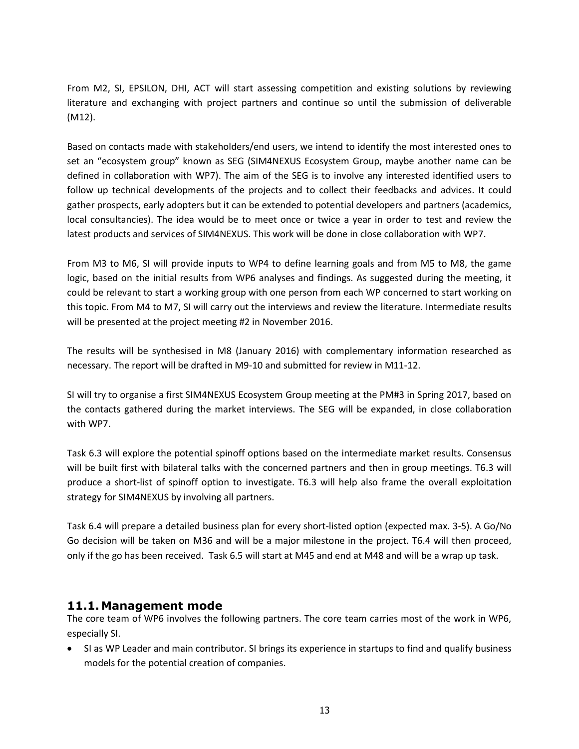From M2, SI, EPSILON, DHI, ACT will start assessing competition and existing solutions by reviewing literature and exchanging with project partners and continue so until the submission of deliverable (M12).

Based on contacts made with stakeholders/end users, we intend to identify the most interested ones to set an "ecosystem group" known as SEG (SIM4NEXUS Ecosystem Group, maybe another name can be defined in collaboration with WP7). The aim of the SEG is to involve any interested identified users to follow up technical developments of the projects and to collect their feedbacks and advices. It could gather prospects, early adopters but it can be extended to potential developers and partners (academics, local consultancies). The idea would be to meet once or twice a year in order to test and review the latest products and services of SIM4NEXUS. This work will be done in close collaboration with WP7.

From M3 to M6, SI will provide inputs to WP4 to define learning goals and from M5 to M8, the game logic, based on the initial results from WP6 analyses and findings. As suggested during the meeting, it could be relevant to start a working group with one person from each WP concerned to start working on this topic. From M4 to M7, SI will carry out the interviews and review the literature. Intermediate results will be presented at the project meeting #2 in November 2016.

The results will be synthesised in M8 (January 2016) with complementary information researched as necessary. The report will be drafted in M9-10 and submitted for review in M11-12.

SI will try to organise a first SIM4NEXUS Ecosystem Group meeting at the PM#3 in Spring 2017, based on the contacts gathered during the market interviews. The SEG will be expanded, in close collaboration with WP7.

Task 6.3 will explore the potential spinoff options based on the intermediate market results. Consensus will be built first with bilateral talks with the concerned partners and then in group meetings. T6.3 will produce a short-list of spinoff option to investigate. T6.3 will help also frame the overall exploitation strategy for SIM4NEXUS by involving all partners.

Task 6.4 will prepare a detailed business plan for every short-listed option (expected max. 3-5). A Go/No Go decision will be taken on M36 and will be a major milestone in the project. T6.4 will then proceed, only if the go has been received. Task 6.5 will start at M45 and end at M48 and will be a wrap up task.

## 11.1. Management mode

The core team of WP6 involves the following partners. The core team carries most of the work in WP6, especially SI.

- SI as WP Leader and main contributor. SI brings its experience in startups to find and qualify business models for the potential creation of companies.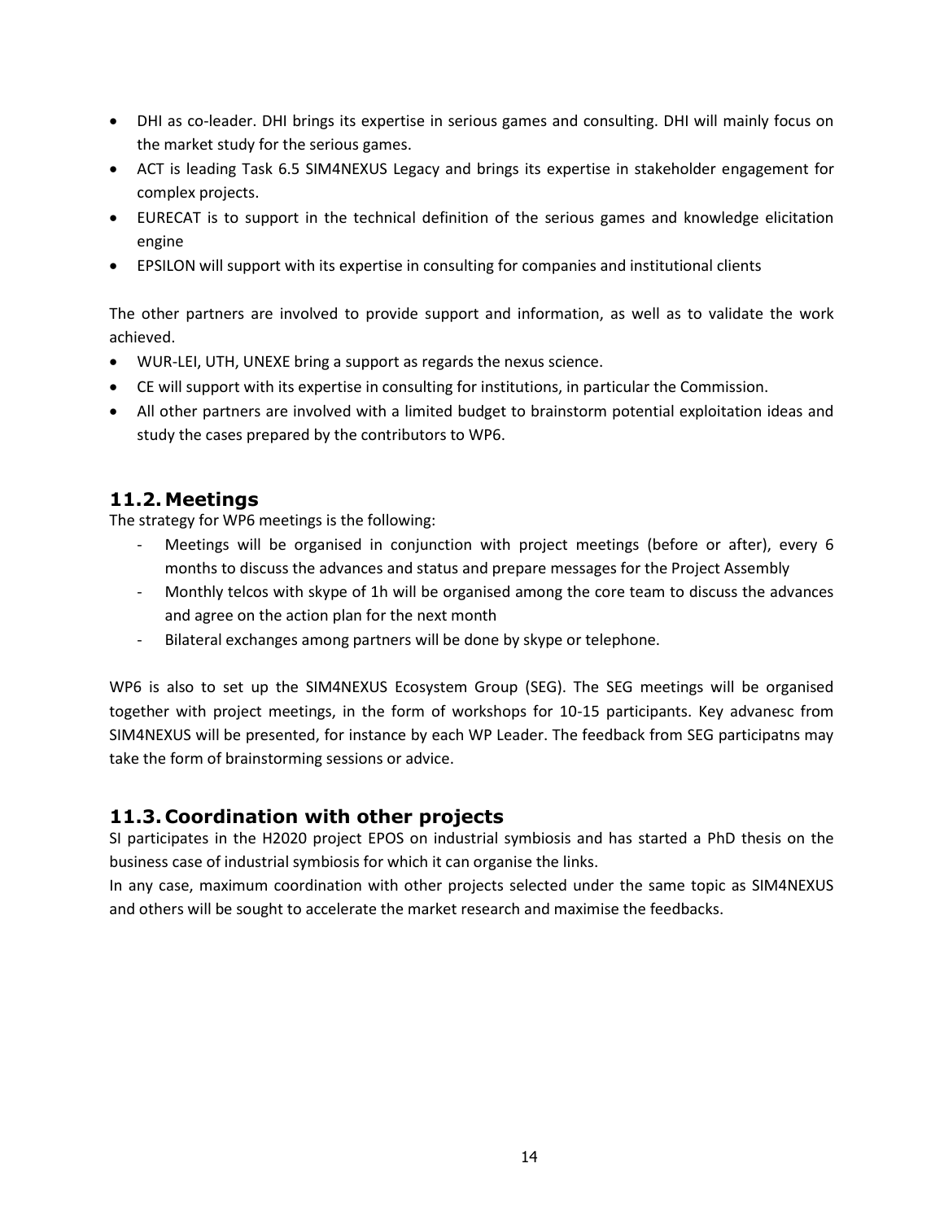- DHI as co-leader. DHI brings its expertise in serious games and consulting. DHI will mainly focus on the market study for the serious games.
- ACT is leading Task 6.5 SIM4NEXUS Legacy and brings its expertise in stakeholder engagement for complex projects.
- EURECAT is to support in the technical definition of the serious games and knowledge elicitation engine
- EPSILON will support with its expertise in consulting for companies and institutional clients

The other partners are involved to provide support and information, as well as to validate the work achieved.

- WUR-LEI, UTH, UNEXE bring a support as regards the nexus science.
- CE will support with its expertise in consulting for institutions, in particular the Commission.
- All other partners are involved with a limited budget to brainstorm potential exploitation ideas and study the cases prepared by the contributors to WP6.

## 11.2. Meetings

The strategy for WP6 meetings is the following:

- Meetings will be organised in conjunction with project meetings (before or after), every 6 months to discuss the advances and status and prepare messages for the Project Assembly
- Monthly telcos with skype of 1h will be organised among the core team to discuss the advances and agree on the action plan for the next month
- Bilateral exchanges among partners will be done by skype or telephone.

WP6 is also to set up the SIM4NEXUS Ecosystem Group (SEG). The SEG meetings will be organised together with project meetings, in the form of workshops for 10-15 participants. Key advanesc from SIM4NEXUS will be presented, for instance by each WP Leader. The feedback from SEG participatns may take the form of brainstorming sessions or advice.

## 11.3. Coordination with other projects

SI participates in the H2020 project EPOS on industrial symbiosis and has started a PhD thesis on the business case of industrial symbiosis for which it can organise the links.

In any case, maximum coordination with other projects selected under the same topic as SIM4NEXUS and others will be sought to accelerate the market research and maximise the feedbacks.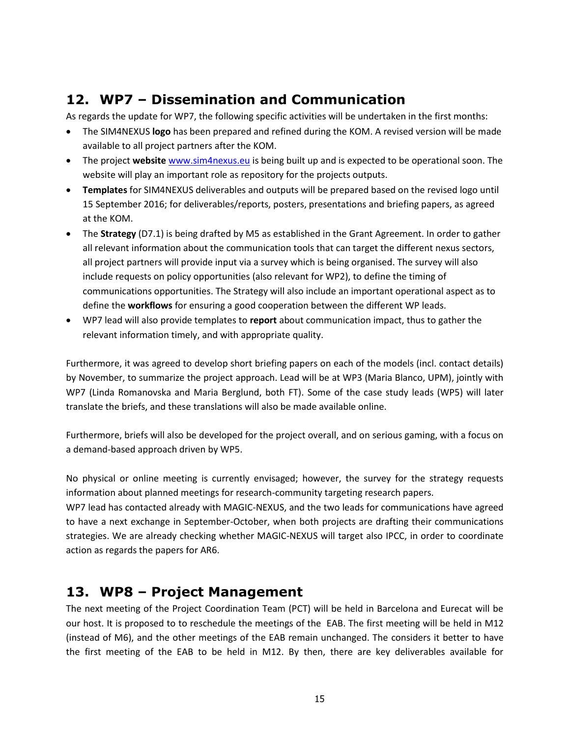## 12. WP7 – Dissemination and Communication

As regards the update for WP7, the following specific activities will be undertaken in the first months:

- The SIM4NEXUS **logo** has been prepared and refined during the KOM. A revised version will be made available to all project partners after the KOM.
- The project **website** www.sim4nexus.eu is being built up and is expected to be operational soon. The website will play an important role as repository for the projects outputs.
- **Templates** for SIM4NEXUS deliverables and outputs will be prepared based on the revised logo until 15 September 2016; for deliverables/reports, posters, presentations and briefing papers, as agreed at the KOM.
- The **Strategy** (D7.1) is being drafted by M5 as established in the Grant Agreement. In order to gather all relevant information about the communication tools that can target the different nexus sectors, all project partners will provide input via a survey which is being organised. The survey will also include requests on policy opportunities (also relevant for WP2), to define the timing of communications opportunities. The Strategy will also include an important operational aspect as to define the **workflows** for ensuring a good cooperation between the different WP leads.
- WP7 lead will also provide templates to **report** about communication impact, thus to gather the relevant information timely, and with appropriate quality.

Furthermore, it was agreed to develop short briefing papers on each of the models (incl. contact details) by November, to summarize the project approach. Lead will be at WP3 (Maria Blanco, UPM), jointly with WP7 (Linda Romanovska and Maria Berglund, both FT). Some of the case study leads (WP5) will later translate the briefs, and these translations will also be made available online.

Furthermore, briefs will also be developed for the project overall, and on serious gaming, with a focus on a demand-based approach driven by WP5.

No physical or online meeting is currently envisaged; however, the survey for the strategy requests information about planned meetings for research-community targeting research papers.
WP7 lead has contacted already with MAGIC-NEXUS, and the two leads for communications have agreed to have a next exchange in September-October, when both projects are drafting their communications strategies. We are already checking whether MAGIC-NEXUS will target also IPCC, in order to coordinate action as regards the papers for AR6.

## 13. WP8 – Project Management

The next meeting of the Project Coordination Team (PCT) will be held in Barcelona and Eurecat will be our host. It is proposed to to reschedule the meetings of the EAB. The first meeting will be held in M12 (instead of M6), and the other meetings of the EAB remain unchanged. The considers it better to have the first meeting of the EAB to be held in M12. By then, there are key deliverables available for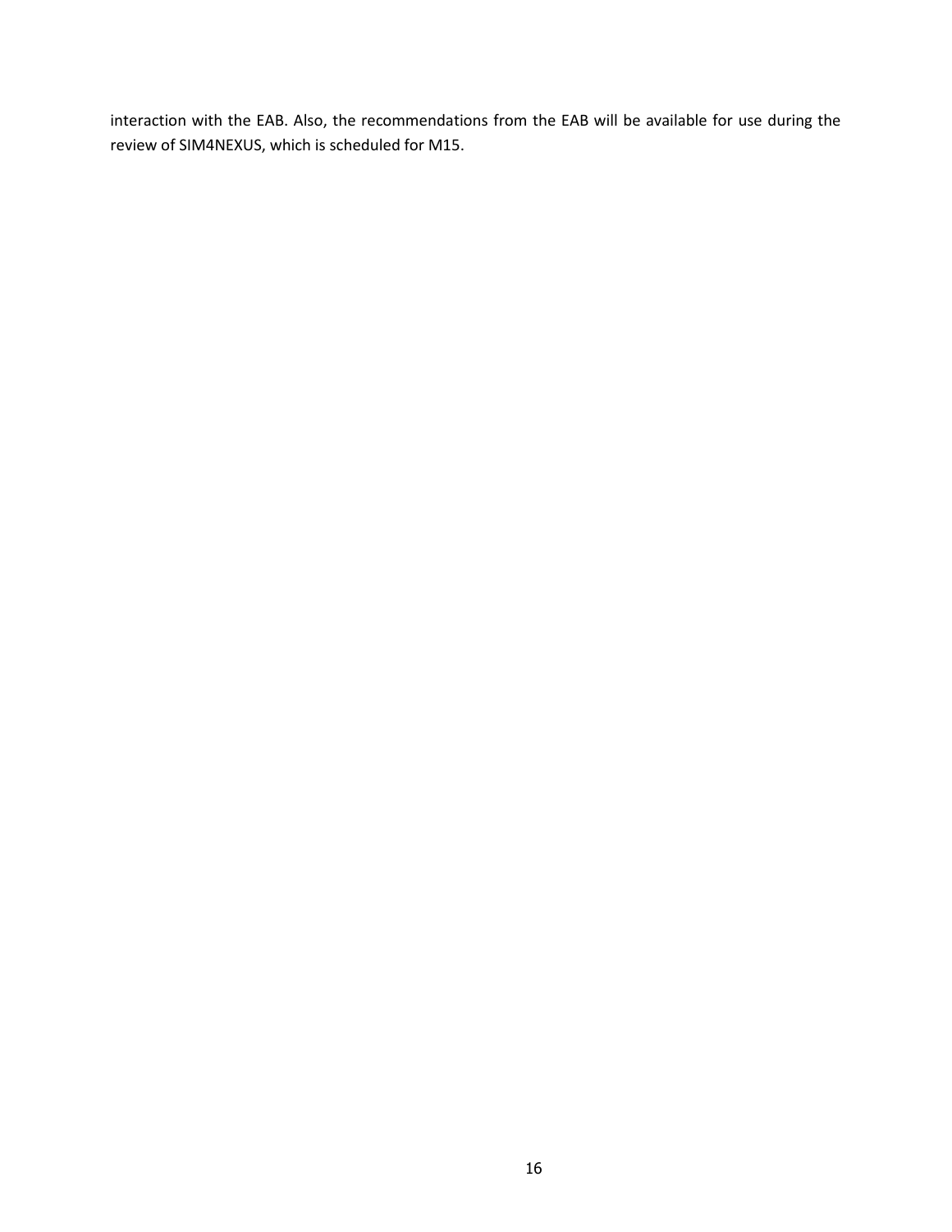interaction with the EAB. Also, the recommendations from the EAB will be available for use during the review of SIM4NEXUS, which is scheduled for M15.